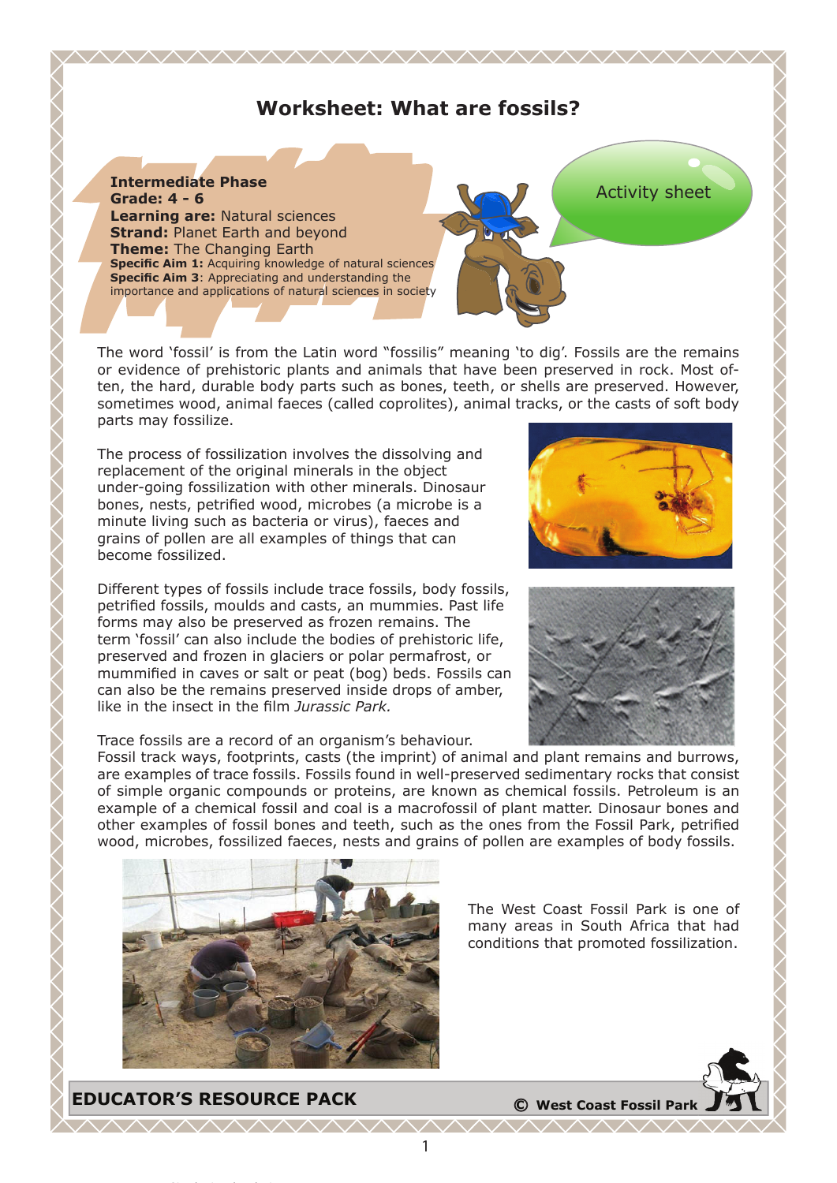# Worksheet: What are fossils?

**Intermediate Phase**
**Grade: 4 - 6**
**Learning are:** Natural sciences
**Strand:** Planet Earth and beyond
**Theme:** The Changing Earth
**Specific Aim 1:** Acquiring knowledge of natural sciences
**Specific Aim 3**: Appreciating and understanding the importance and applications of natural sciences in society

Activity sheet

The word 'fossil' is from the Latin word "fossilis" meaning 'to dig'. Fossils are the remains or evidence of prehistoric plants and animals that have been preserved in rock. Most often, the hard, durable body parts such as bones, teeth, or shells are preserved. However, sometimes wood, animal faeces (called coprolites), animal tracks, or the casts of soft body parts may fossilize.

The process of fossilization involves the dissolving and replacement of the original minerals in the object under-going fossilization with other minerals. Dinosaur bones, nests, petrified wood, microbes (a microbe is a minute living such as bacteria or virus), faeces and grains of pollen are all examples of things that can become fossilized.

Different types of fossils include trace fossils, body fossils, petrified fossils, moulds and casts, an mummies. Past life forms may also be preserved as frozen remains. The term 'fossil' can also include the bodies of prehistoric life, preserved and frozen in glaciers or polar permafrost, or mummified in caves or salt or peat (bog) beds. Fossils can can also be the remains preserved inside drops of amber, like in the insect in the film *Jurassic Park.*

Trace fossils are a record of an organism's behaviour. Fossil track ways, footprints, casts (the imprint) of animal and plant remains and burrows, are examples of trace fossils. Fossils found in well-preserved sedimentary rocks that consist of simple organic compounds or proteins, are known as chemical fossils. Petroleum is an example of a chemical fossil and coal is a macrofossil of plant matter. Dinosaur bones and other examples of fossil bones and teeth, such as the ones from the Fossil Park, petrified wood, microbes, fossilized faeces, nests and grains of pollen are examples of body fossils.

The West Coast Fossil Park is one of many areas in South Africa that had conditions that promoted fossilization.

**EDUCATOR'S RESOURCE PACK** © **West Coast Fossil Park**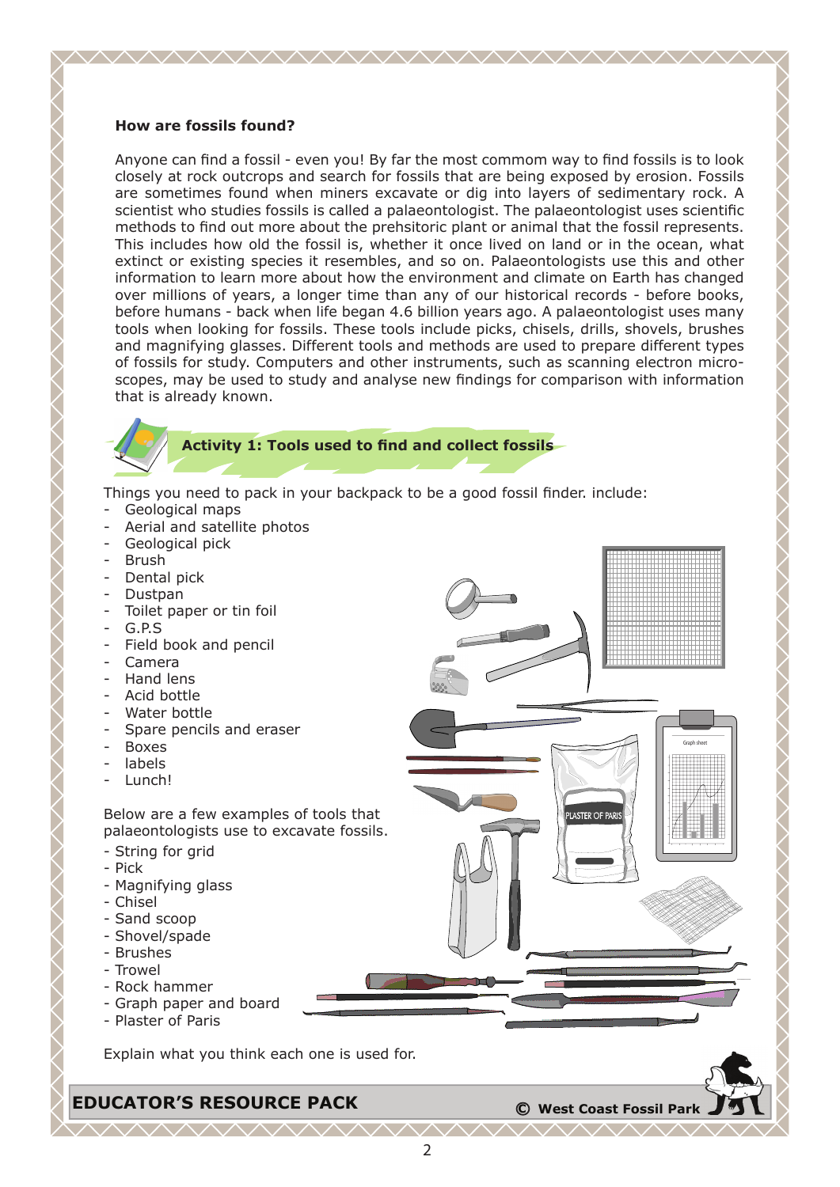## How are fossils found?

Anyone can find a fossil - even you! By far the most commom way to find fossils is to look closely at rock outcrops and search for fossils that are being exposed by erosion. Fossils are sometimes found when miners excavate or dig into layers of sedimentary rock. A scientist who studies fossils is called a palaeontologist. The palaeontologist uses scientific methods to find out more about the prehsitoric plant or animal that the fossil represents. This includes how old the fossil is, whether it once lived on land or in the ocean, what extinct or existing species it resembles, and so on. Palaeontologists use this and other information to learn more about how the environment and climate on Earth has changed over millions of years, a longer time than any of our historical records - before books, before humans - back when life began 4.6 billion years ago. A palaeontologist uses many tools when looking for fossils. These tools include picks, chisels, drills, shovels, brushes and magnifying glasses. Different tools and methods are used to prepare different types of fossils for study. Computers and other instruments, such as scanning electron micro-scopes, may be used to study and analyse new findings for comparison with information that is already known.

### Activity 1: Tools used to find and collect fossils

Things you need to pack in your backpack to be a good fossil finder. include:

- Geological maps
- Aerial and satellite photos
- Geological pick
- Brush
- Dental pick
- Dustpan
- Toilet paper or tin foil
- G.P.S
- Field book and pencil
- Camera
- Hand lens
- Acid bottle
- Water bottle
- Spare pencils and eraser
- Boxes
- labels
- Lunch!

Below are a few examples of tools that palaeontologists use to excavate fossils.

- String for grid
- Pick
- Magnifying glass
- Chisel
- Sand scoop
- Shovel/spade
- Brushes
- Trowel
- Rock hammer
- Graph paper and board
- Plaster of Paris

Explain what you think each one is used for.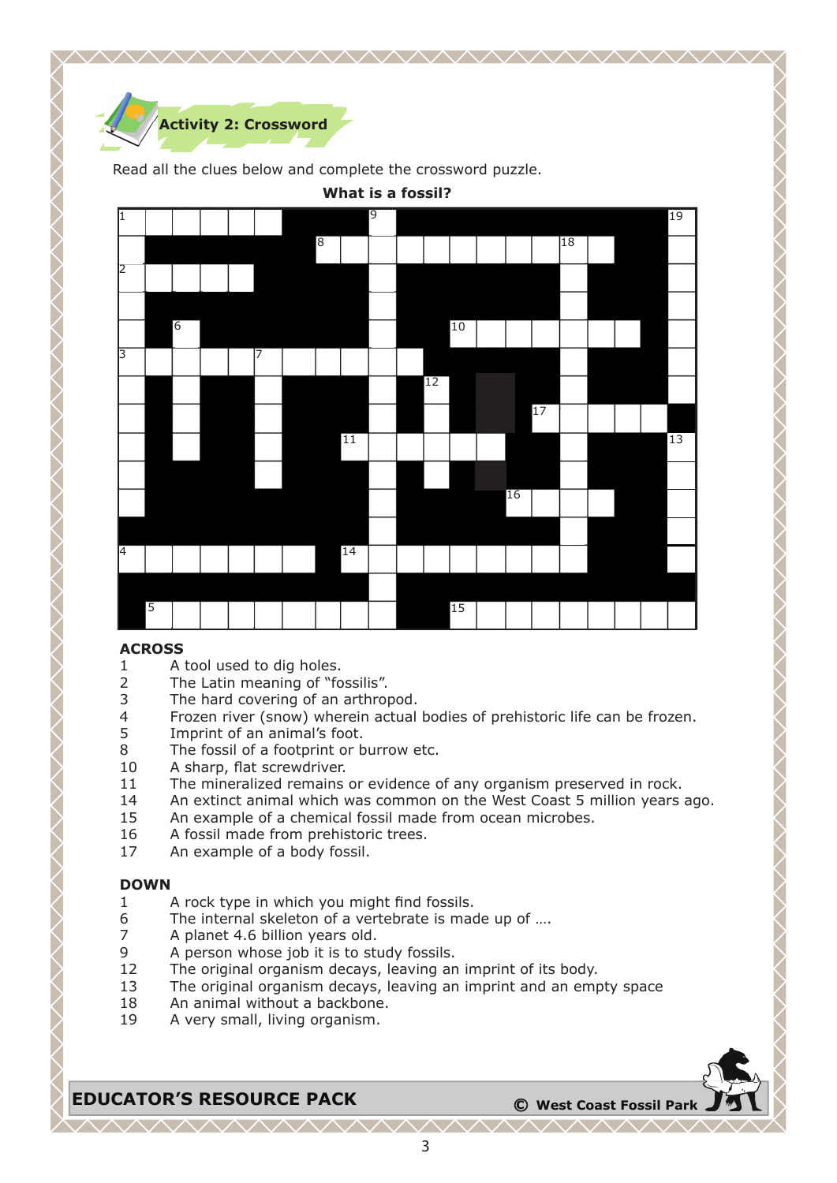## Activity 2: Crossword

Read all the clues below and complete the crossword puzzle.

**What is a fossil?**

**ACROSS**

| | |
|---|---|
| 1 | A tool used to dig holes. |
| 2 | The Latin meaning of "fossilis". |
| 3 | The hard covering of an arthropod. |
| 4 | Frozen river (snow) wherein actual bodies of prehistoric life can be frozen. |
| 5 | Imprint of an animal's foot. |
| 8 | The fossil of a footprint or burrow etc. |
| 10 | A sharp, flat screwdriver. |
| 11 | The mineralized remains or evidence of any organism preserved in rock. |
| 14 | An extinct animal which was common on the West Coast 5 million years ago. |
| 15 | An example of a chemical fossil made from ocean microbes. |
| 16 | A fossil made from prehistoric trees. |
| 17 | An example of a body fossil. |

**DOWN**

| | |
|---|---|
| 1 | A rock type in which you might find fossils. |
| 6 | The internal skeleton of a vertebrate is made up of …. |
| 7 | A planet 4.6 billion years old. |
| 9 | A person whose job it is to study fossils. |
| 12 | The original organism decays, leaving an imprint of its body. |
| 13 | The original organism decays, leaving an imprint and an empty space |
| 18 | An animal without a backbone. |
| 19 | A very small, living organism. |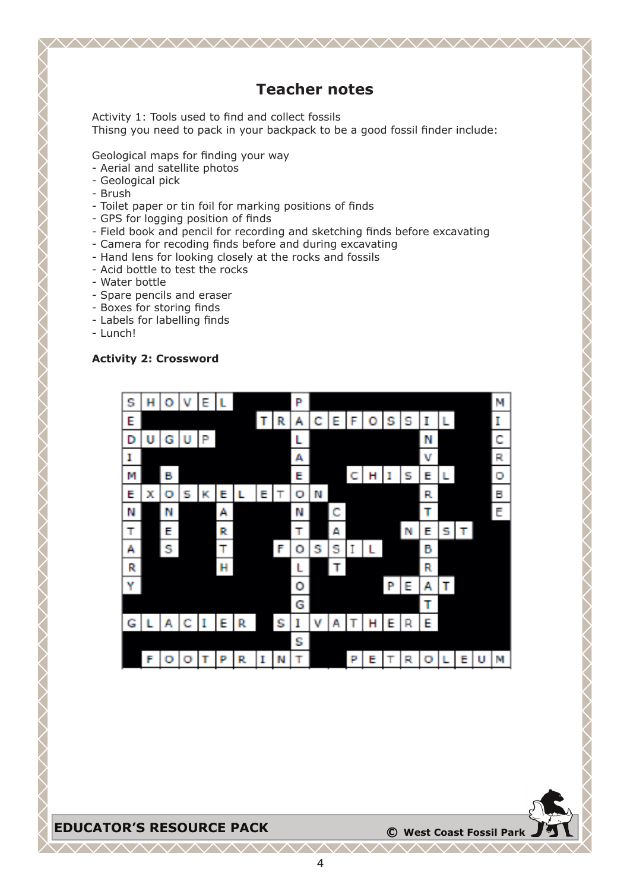## Teacher notes

Activity 1: Tools used to find and collect fossils
Thisng you need to pack in your backpack to be a good fossil finder include:

Geological maps for finding your way
- Aerial and satellite photos
- Geological pick
- Brush
- Toilet paper or tin foil for marking positions of finds
- GPS for logging position of finds
- Field book and pencil for recording and sketching finds before excavating
- Camera for recoding finds before and during excavating
- Hand lens for looking closely at the rocks and fossils
- Acid bottle to test the rocks
- Water bottle
- Spare pencils and eraser
- Boxes for storing finds
- Labels for labelling finds
- Lunch!

**Activity 2: Crossword**

| | | | | | | | | | | | | | | | | | | | | |
|---|---|---|---|---|---|---|---|---|---|---|---|---|---|---|---|---|---|---|---|---|
| S | H | O | V | E | L | | | | P | | | | | | | | | | | M |
| E | | | | | | | T | R | A | C | E | F | O | S | S | I | L | | | I |
| D | U | G | U | P | | | | | L | | | | | | | N | | | | C |
| I | | | | | | | | | A | | | | | | | V | | | | R |
| M | | B | | | | | | | E | | | C | H | I | S | E | L | | | O |
| E | X | O | S | K | E | L | E | T | O | N | | | | | | R | | | | B |
| N | | N | | | A | | | | N | | C | | | | | T | | | | E |
| T | | E | | | R | | | | T | | A | | | | N | E | S | T | | |
| A | | S | | | T | | | F | O | S | S | I | L | | | B | | | | |
| R | | | | | H | | | | L | | T | | | | | R | | | | |
| Y | | | | | | | | | O | | | | | P | E | A | T | | | |
| | | | | | | | | | G | | | | | | | T | | | | |
| G | L | A | C | I | E | R | | S | I | V | A | T | H | E | R | E | | | | |
| | | | | | | | | | S | | | | | | | | | | | |
| | F | O | O | T | P | R | I | N | T | | | P | E | T | R | O | L | E | U | M |

**EDUCATOR'S RESOURCE PACK** © West Coast Fossil Park